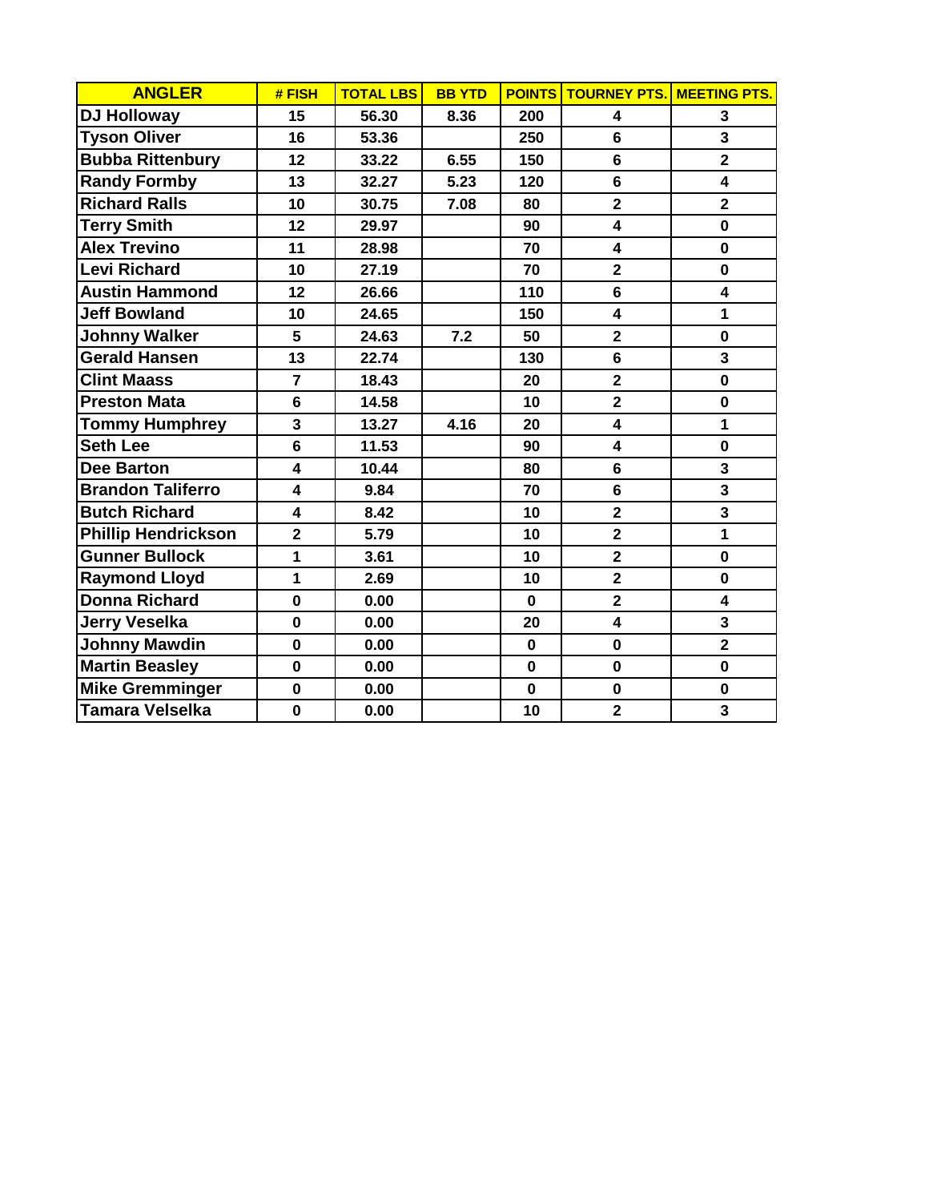| ANGLER | # FISH | TOTAL LBS | BB YTD | POINTS | TOURNEY PTS. | MEETING PTS. |
|---|---|---|---|---|---|---|
| DJ Holloway | 15 | 56.30 | 8.36 | 200 | 4 | 3 |
| Tyson Oliver | 16 | 53.36 | | 250 | 6 | 3 |
| Bubba Rittenbury | 12 | 33.22 | 6.55 | 150 | 6 | 2 |
| Randy Formby | 13 | 32.27 | 5.23 | 120 | 6 | 4 |
| Richard Ralls | 10 | 30.75 | 7.08 | 80 | 2 | 2 |
| Terry Smith | 12 | 29.97 | | 90 | 4 | 0 |
| Alex Trevino | 11 | 28.98 | | 70 | 4 | 0 |
| Levi Richard | 10 | 27.19 | | 70 | 2 | 0 |
| Austin Hammond | 12 | 26.66 | | 110 | 6 | 4 |
| Jeff Bowland | 10 | 24.65 | | 150 | 4 | 1 |
| Johnny Walker | 5 | 24.63 | 7.2 | 50 | 2 | 0 |
| Gerald Hansen | 13 | 22.74 | | 130 | 6 | 3 |
| Clint Maass | 7 | 18.43 | | 20 | 2 | 0 |
| Preston Mata | 6 | 14.58 | | 10 | 2 | 0 |
| Tommy Humphrey | 3 | 13.27 | 4.16 | 20 | 4 | 1 |
| Seth Lee | 6 | 11.53 | | 90 | 4 | 0 |
| Dee Barton | 4 | 10.44 | | 80 | 6 | 3 |
| Brandon Taliferro | 4 | 9.84 | | 70 | 6 | 3 |
| Butch Richard | 4 | 8.42 | | 10 | 2 | 3 |
| Phillip Hendrickson | 2 | 5.79 | | 10 | 2 | 1 |
| Gunner Bullock | 1 | 3.61 | | 10 | 2 | 0 |
| Raymond Lloyd | 1 | 2.69 | | 10 | 2 | 0 |
| Donna Richard | 0 | 0.00 | | 0 | 2 | 4 |
| Jerry Veselka | 0 | 0.00 | | 20 | 4 | 3 |
| Johnny Mawdin | 0 | 0.00 | | 0 | 0 | 2 |
| Martin Beasley | 0 | 0.00 | | 0 | 0 | 0 |
| Mike Gremminger | 0 | 0.00 | | 0 | 0 | 0 |
| Tamara Velselka | 0 | 0.00 | | 10 | 2 | 3 |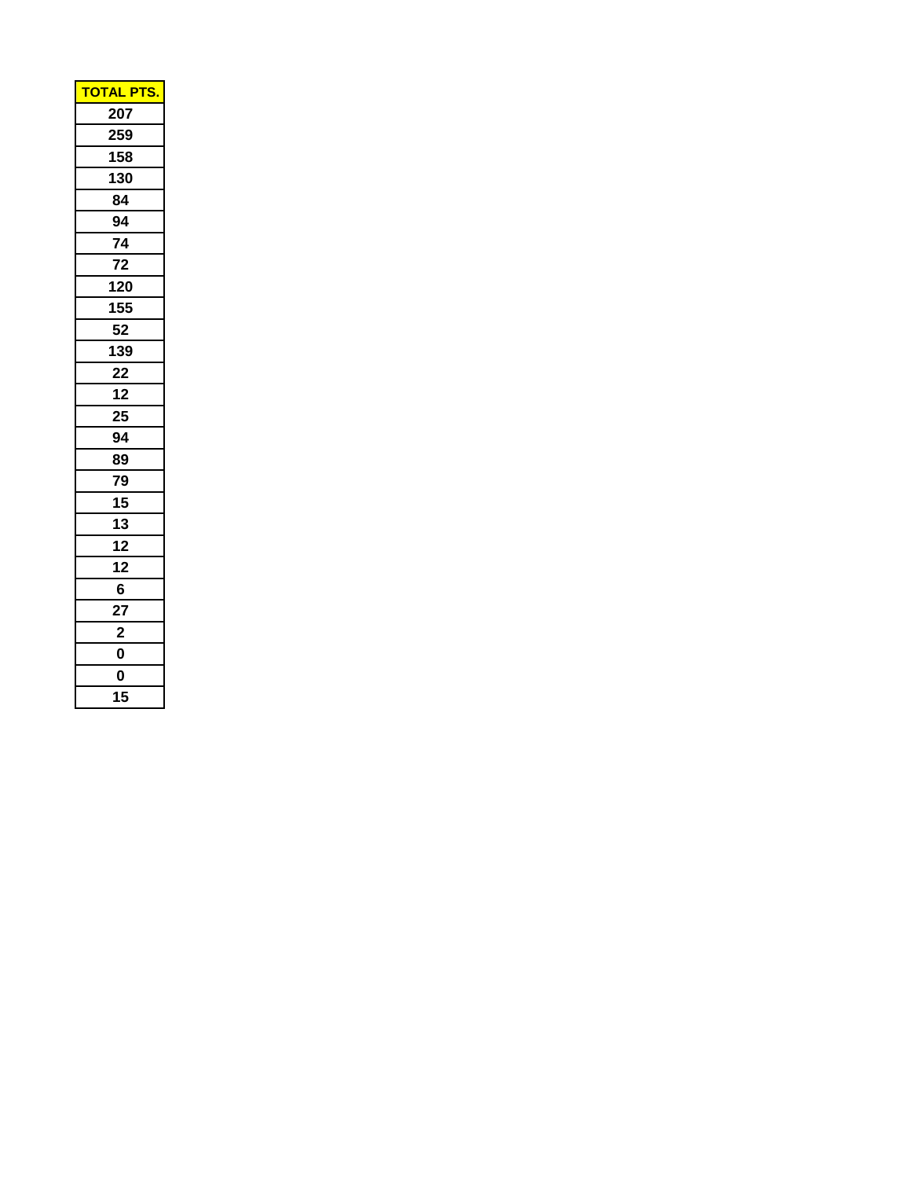| TOTAL PTS. |
| --- |
| 207 |
| 259 |
| 158 |
| 130 |
| 84 |
| 94 |
| 74 |
| 72 |
| 120 |
| 155 |
| 52 |
| 139 |
| 22 |
| 12 |
| 25 |
| 94 |
| 89 |
| 79 |
| 15 |
| 13 |
| 12 |
| 12 |
| 6 |
| 27 |
| 2 |
| 0 |
| 0 |
| 15 |